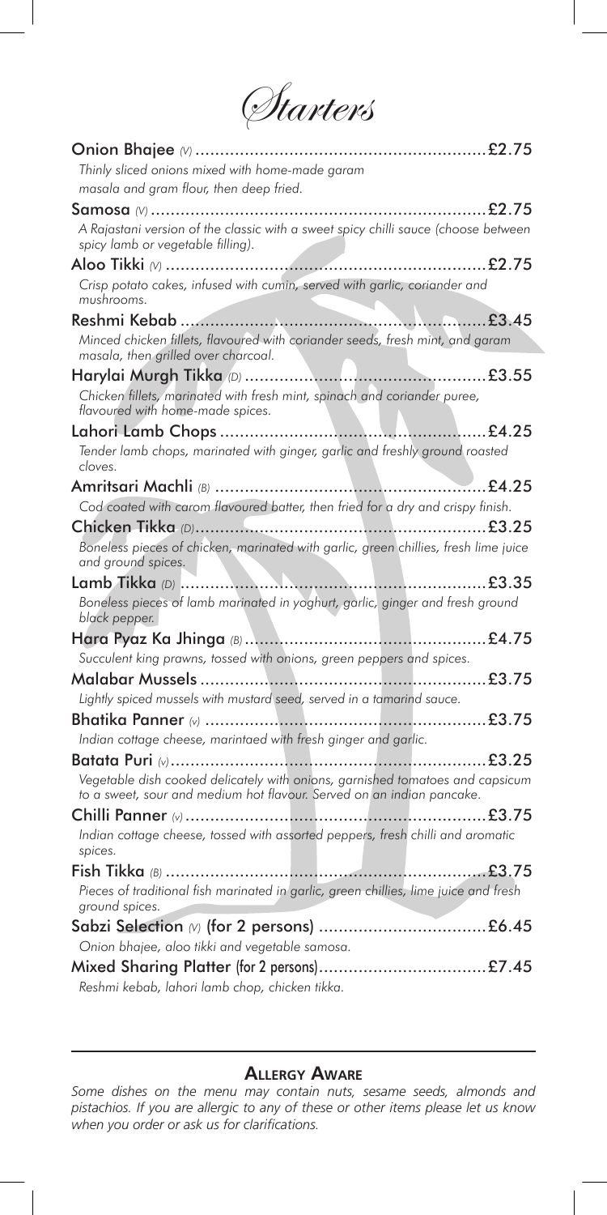# Starters

**Onion Bhajee** *(V)* .......... £2.75
*Thinly sliced onions mixed with home-made garam masala and gram flour, then deep fried.*

**Samosa** *(V)* .......... £2.75
*A Rajastani version of the classic with a sweet spicy chilli sauce (choose between spicy lamb or vegetable filling).*

**Aloo Tikki** *(V)* .......... £2.75
*Crisp potato cakes, infused with cumin, served with garlic, coriander and mushrooms.*

**Reshmi Kebab** .......... £3.45
*Minced chicken fillets, flavoured with coriander seeds, fresh mint, and garam masala, then grilled over charcoal.*

**Harylai Murgh Tikka** *(D)* .......... £3.55
*Chicken fillets, marinated with fresh mint, spinach and coriander puree, flavoured with home-made spices.*

**Lahori Lamb Chops** .......... £4.25
*Tender lamb chops, marinated with ginger, garlic and freshly ground roasted cloves.*

**Amritsari Machli** *(B)* .......... £4.25
*Cod coated with carom flavoured batter, then fried for a dry and crispy finish.*

**Chicken Tikka** *(D)* .......... £3.25
*Boneless pieces of chicken, marinated with garlic, green chillies, fresh lime juice and ground spices.*

**Lamb Tikka** *(D)* .......... £3.35
*Boneless pieces of lamb marinated in yoghurt, garlic, ginger and fresh ground black pepper.*

**Hara Pyaz Ka Jhinga** *(B)* .......... £4.75
*Succulent king prawns, tossed with onions, green peppers and spices.*

**Malabar Mussels** .......... £3.75
*Lightly spiced mussels with mustard seed, served in a tamarind sauce.*

**Bhatika Panner** *(v)* .......... £3.75
*Indian cottage cheese, marintaed with fresh ginger and garlic.*

**Batata Puri** *(v)* .......... £3.25
*Vegetable dish cooked delicately with onions, garnished tomatoes and capsicum to a sweet, sour and medium hot flavour. Served on an indian pancake.*

**Chilli Panner** *(v)* .......... £3.75
*Indian cottage cheese, tossed with assorted peppers, fresh chilli and aromatic spices.*

**Fish Tikka** *(B)* .......... £3.75
*Pieces of traditional fish marinated in garlic, green chillies, lime juice and fresh ground spices.*

**Sabzi Selection** *(V)* **(for 2 persons)** .......... £6.45
*Onion bhajee, aloo tikki and vegetable samosa.*

**Mixed Sharing Platter (for 2 persons)** .......... £7.45
*Reshmi kebab, lahori lamb chop, chicken tikka.*

---

**ALLERGY AWARE**

*Some dishes on the menu may contain nuts, sesame seeds, almonds and pistachios. If you are allergic to any of these or other items please let us know when you order or ask us for clarifications.*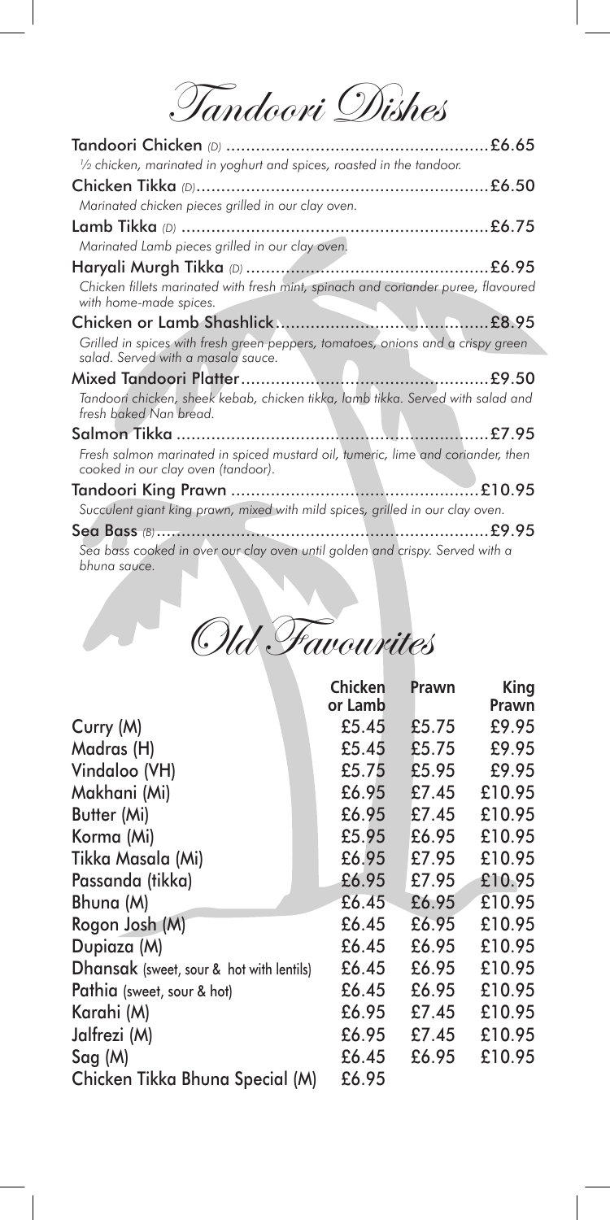# Tandoori Dishes

**Tandoori Chicken** *(D)* .................................................... £6.65
*½ chicken, marinated in yoghurt and spices, roasted in the tandoor.*

**Chicken Tikka** *(D)*.......................................................... £6.50
*Marinated chicken pieces grilled in our clay oven.*

**Lamb Tikka** *(D)* ............................................................. £6.75
*Marinated Lamb pieces grilled in our clay oven.*

**Haryali Murgh Tikka** *(D)* ................................................ £6.95
*Chicken fillets marinated with fresh mint, spinach and coriander puree, flavoured with home-made spices.*

**Chicken or Lamb Shashlick**.......................................... £8.95
*Grilled in spices with fresh green peppers, tomatoes, onions and a crispy green salad. Served with a masala sauce.*

**Mixed Tandoori Platter**................................................. £9.50
*Tandoori chicken, sheek kebab, chicken tikka, lamb tikka. Served with salad and fresh baked Nan bread.*

**Salmon Tikka** ............................................................... £7.95
*Fresh salmon marinated in spiced mustard oil, tumeric, lime and coriander, then cooked in our clay oven (tandoor).*

**Tandoori King Prawn** ................................................. £10.95
*Succulent giant king prawn, mixed with mild spices, grilled in our clay oven.*

**Sea Bass** *(B)*.................................................................. £9.95
*Sea bass cooked in over our clay oven until golden and crispy. Served with a bhuna sauce.*

# Old Favourites

| | Chicken or Lamb | Prawn | King Prawn |
|---|---|---|---|
| Curry (M) | £5.45 | £5.75 | £9.95 |
| Madras (H) | £5.45 | £5.75 | £9.95 |
| Vindaloo (VH) | £5.75 | £5.95 | £9.95 |
| Makhani (Mi) | £6.95 | £7.45 | £10.95 |
| Butter (Mi) | £6.95 | £7.45 | £10.95 |
| Korma (Mi) | £5.95 | £6.95 | £10.95 |
| Tikka Masala (Mi) | £6.95 | £7.95 | £10.95 |
| Passanda (tikka) | £6.95 | £7.95 | £10.95 |
| Bhuna (M) | £6.45 | £6.95 | £10.95 |
| Rogon Josh (M) | £6.45 | £6.95 | £10.95 |
| Dupiaza (M) | £6.45 | £6.95 | £10.95 |
| Dhansak (sweet, sour & hot with lentils) | £6.45 | £6.95 | £10.95 |
| Pathia (sweet, sour & hot) | £6.45 | £6.95 | £10.95 |
| Karahi (M) | £6.95 | £7.45 | £10.95 |
| Jalfrezi (M) | £6.95 | £7.45 | £10.95 |
| Sag (M) | £6.45 | £6.95 | £10.95 |
| Chicken Tikka Bhuna Special (M) | £6.95 | | |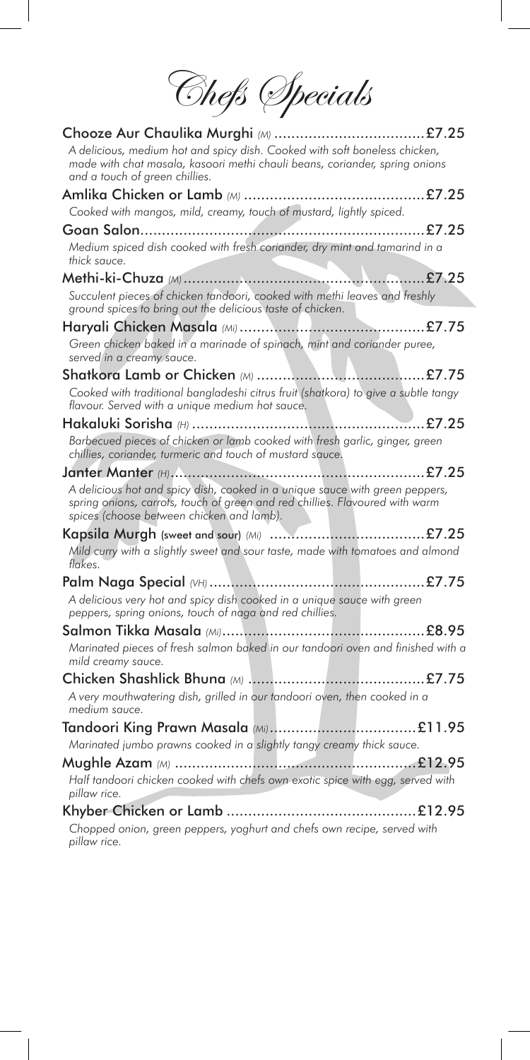# Chefs Specials

**Chooze Aur Chaulika Murghi** *(M)* .................................. £7.25
*A delicious, medium hot and spicy dish. Cooked with soft boneless chicken, made with chat masala, kasoori methi chauli beans, coriander, spring onions and a touch of green chillies.*

**Amlika Chicken or Lamb** *(M)* .......................................... £7.25
*Cooked with mangos, mild, creamy, touch of mustard, lightly spiced.*

**Goan Salon** ................................................................. £7.25
*Medium spiced dish cooked with fresh coriander, dry mint and tamarind in a thick sauce.*

**Methi-ki-Chuza** *(M)* ........................................................ £7.25
*Succulent pieces of chicken tandoori, cooked with methi leaves and freshly ground spices to bring out the delicious taste of chicken.*

**Haryali Chicken Masala** *(Mi)* ........................................... £7.75
*Green chicken baked in a marinade of spinach, mint and coriander puree, served in a creamy sauce.*

**Shatkora Lamb or Chicken** *(M)* ....................................... £7.75
*Cooked with traditional bangladeshi citrus fruit (shatkora) to give a subtle tangy flavour. Served with a unique medium hot sauce.*

**Hakaluki Sorisha** *(H)* ...................................................... £7.25
*Barbecued pieces of chicken or lamb cooked with fresh garlic, ginger, green chillies, coriander, turmeric and touch of mustard sauce.*

**Janter Manter** *(H)* .......................................................... £7.25
*A delicious hot and spicy dish, cooked in a unique sauce with green peppers, spring onions, carrots, touch of green and red chillies. Flavoured with warm spices (choose between chicken and lamb).*

**Kapsila Murgh (sweet and sour)** *(Mi)* ................................ £7.25
*Mild curry with a slightly sweet and sour taste, made with tomatoes and almond flakes.*

**Palm Naga Special** *(VH)* .................................................. £7.75
*A delicious very hot and spicy dish cooked in a unique sauce with green peppers, spring onions, touch of naga and red chillies.*

**Salmon Tikka Masala** *(Mi)* ............................................... £8.95
*Marinated pieces of fresh salmon baked in our tandoori oven and finished with a mild creamy sauce.*

**Chicken Shashlick Bhuna** *(M)* ......................................... £7.75
*A very mouthwatering dish, grilled in our tandoori oven, then cooked in a medium sauce.*

**Tandoori King Prawn Masala** *(Mi)* ................................. £11.95
*Marinated jumbo prawns cooked in a slightly tangy creamy thick sauce.*

**Mughle Azam** *(M)* ......................................................... £12.95
*Half tandoori chicken cooked with chefs own exotic spice with egg, served with pillow rice.*

**Khyber Chicken or Lamb** ............................................. £12.95
*Chopped onion, green peppers, yoghurt and chefs own recipe, served with pillow rice.*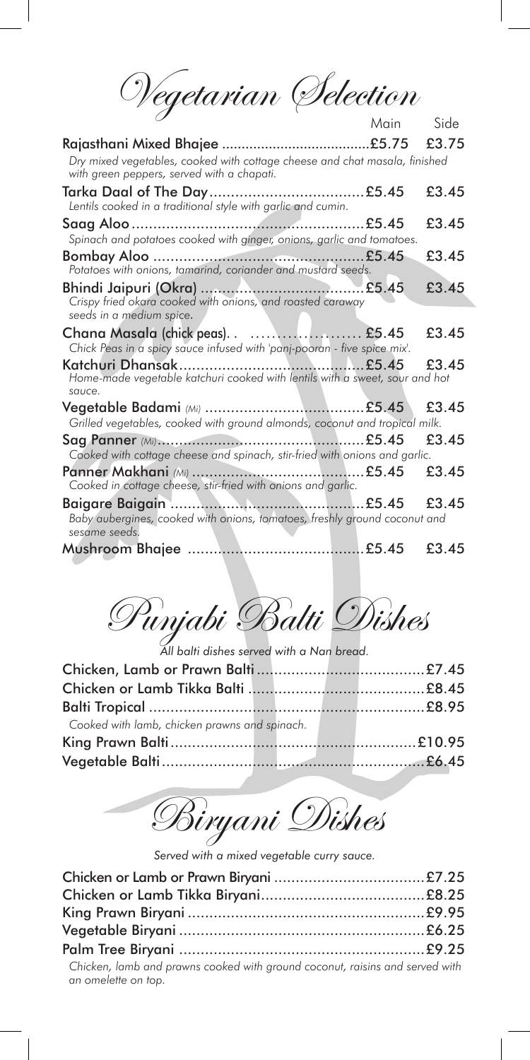# Vegetarian Selection

| | Main | Side |
|---|---|---|
| **Rajasthani Mixed Bhajee** <br> *Dry mixed vegetables, cooked with cottage cheese and chat masala, finished with green peppers, served with a chapati.* | £5.75 | £3.75 |
| **Tarka Daal of The Day** <br> *Lentils cooked in a traditional style with garlic and cumin.* | £5.45 | £3.45 |
| **Saag Aloo** <br> *Spinach and potatoes cooked with ginger, onions, garlic and tomatoes.* | £5.45 | £3.45 |
| **Bombay Aloo** <br> *Potatoes with onions, tamarind, coriander and mustard seeds.* | £5.45 | £3.45 |
| **Bhindi Jaipuri (Okra)** <br> *Crispy fried okara cooked with onions, and roasted caraway seeds in a medium spice.* | £5.45 | £3.45 |
| **Chana Masala (chick peas).** <br> *Chick Peas in a spicy sauce infused with 'panj-pooran - five spice mix'.* | £5.45 | £3.45 |
| **Katchuri Dhansak** <br> *Home-made vegetable katchuri cooked with lentils with a sweet, sour and hot sauce.* | £5.45 | £3.45 |
| **Vegetable Badami** *(Mi)* <br> *Grilled vegetables, cooked with ground almonds, coconut and tropical milk.* | £5.45 | £3.45 |
| **Sag Panner** *(Mi)* <br> *Cooked with cottage cheese and spinach, stir-fried with onions and garlic.* | £5.45 | £3.45 |
| **Panner Makhani** *(Mi)* <br> *Cooked in cottage cheese, stir-fried with onions and garlic.* | £5.45 | £3.45 |
| **Baigare Baigain** <br> *Baby aubergines, cooked with onions, tomatoes, freshly ground coconut and sesame seeds.* | £5.45 | £3.45 |
| **Mushroom Bhajee** | £5.45 | £3.45 |

# Punjabi Balti Dishes

*All balti dishes served with a Nan bread.*

| | |
|---|---|
| **Chicken, Lamb or Prawn Balti** | £7.45 |
| **Chicken or Lamb Tikka Balti** | £8.45 |
| **Balti Tropical** <br> *Cooked with lamb, chicken prawns and spinach.* | £8.95 |
| **King Prawn Balti** | £10.95 |
| **Vegetable Balti** | £6.45 |

# Biryani Dishes

*Served with a mixed vegetable curry sauce.*

| | |
|---|---|
| **Chicken or Lamb or Prawn Biryani** | £7.25 |
| **Chicken or Lamb Tikka Biryani** | £8.25 |
| **King Prawn Biryani** | £9.95 |
| **Vegetable Biryani** | £6.25 |
| **Palm Tree Biryani** <br> *Chicken, lamb and prawns cooked with ground coconut, raisins and served with an omelette on top.* | £9.25 |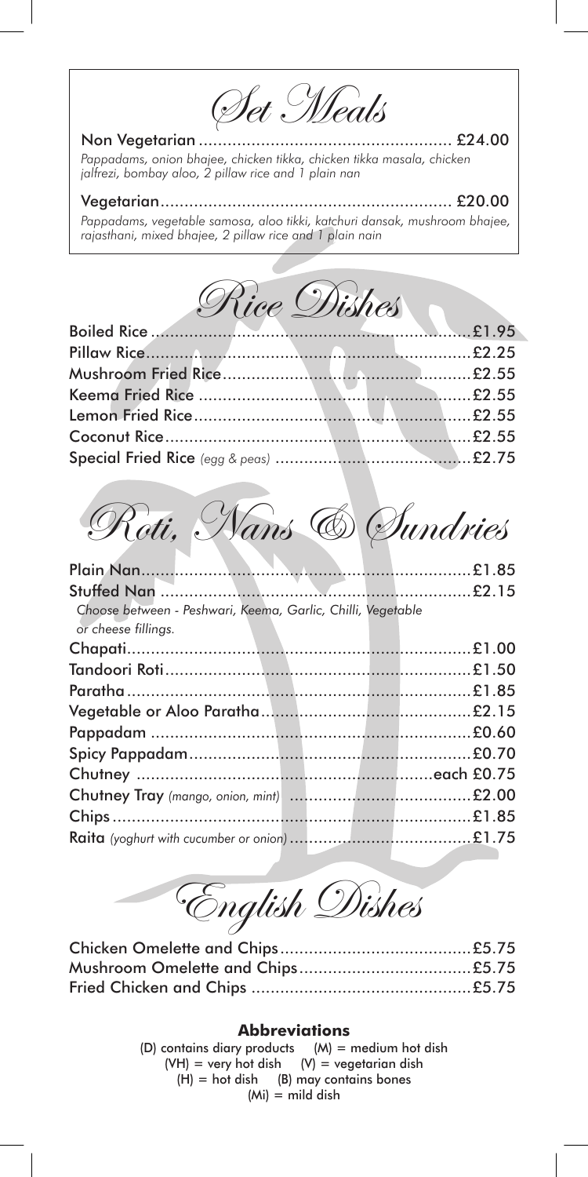## Set Meals

**Non Vegetarian** .................................................... £24.00

*Pappadams, onion bhajee, chicken tikka, chicken tikka masala, chicken jalfrezi, bombay aloo, 2 pillaw rice and 1 plain nan*

**Vegetarian** ............................................................ £20.00

*Pappadams, vegetable samosa, aloo tikki, katchuri dansak, mushroom bhajee, rajasthani, mixed bhajee, 2 pillaw rice and 1 plain nain*

## Rice Dishes

| Dish | Price |
|---|---|
| Boiled Rice | £1.95 |
| Pillaw Rice | £2.25 |
| Mushroom Fried Rice | £2.55 |
| Keema Fried Rice | £2.55 |
| Lemon Fried Rice | £2.55 |
| Coconut Rice | £2.55 |
| Special Fried Rice *(egg & peas)* | £2.75 |

## Roti, Nans & Sundries

| Item | Price |
|---|---|
| Plain Nan | £1.85 |
| Stuffed Nan<br>*Choose between - Peshwari, Keema, Garlic, Chilli, Vegetable or cheese fillings.* | £2.15 |
| Chapati | £1.00 |
| Tandoori Roti | £1.50 |
| Paratha | £1.85 |
| Vegetable or Aloo Paratha | £2.15 |
| Pappadam | £0.60 |
| Spicy Pappadam | £0.70 |
| Chutney | each £0.75 |
| Chutney Tray *(mango, onion, mint)* | £2.00 |
| Chips | £1.85 |
| Raita *(yoghurt with cucumber or onion)* | £1.75 |

## English Dishes

| Dish | Price |
|---|---|
| Chicken Omelette and Chips | £5.75 |
| Mushroom Omelette and Chips | £5.75 |
| Fried Chicken and Chips | £5.75 |

### Abbreviations

(D) contains diary products (M) = medium hot dish
(VH) = very hot dish (V) = vegetarian dish
(H) = hot dish (B) may contains bones
(Mi) = mild dish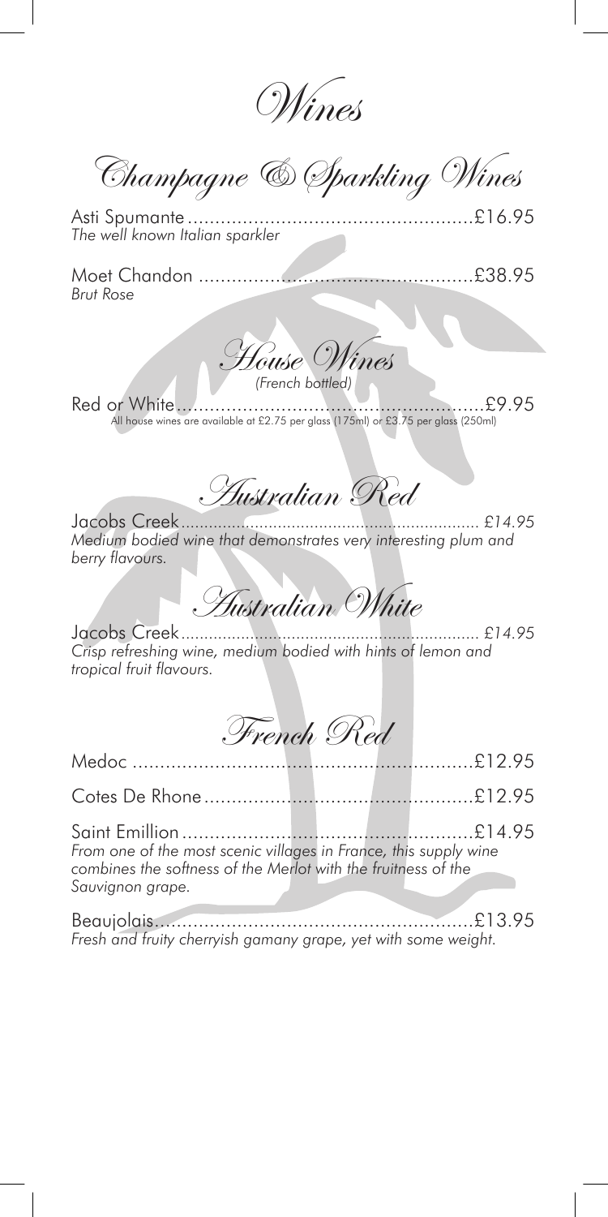# Wines

## Champagne & Sparkling Wines

Asti Spumante ....................................................£16.95
*The well known Italian sparkler*

Moet Chandon ....................................................£38.95
*Brut Rose*

## House Wines

*(French bottled)*

Red or White.........................................................£9.95
All house wines are available at £2.75 per glass (175ml) or £3.75 per glass (250ml)

## Australian Red

Jacobs Creek.................................................................. *£14.95*
*Medium bodied wine that demonstrates very interesting plum and berry flavours.*

## Australian White

Jacobs Creek.................................................................. *£14.95*
*Crisp refreshing wine, medium bodied with hints of lemon and tropical fruit flavours.*

## French Red

Medoc ...............................................................£12.95

Cotes De Rhone...................................................£12.95

Saint Emillion ......................................................£14.95
*From one of the most scenic villages in France, this supply wine combines the softness of the Merlot with the fruitness of the Sauvignon grape.*

Beaujolais...........................................................£13.95
*Fresh and fruity cherryish gamany grape, yet with some weight.*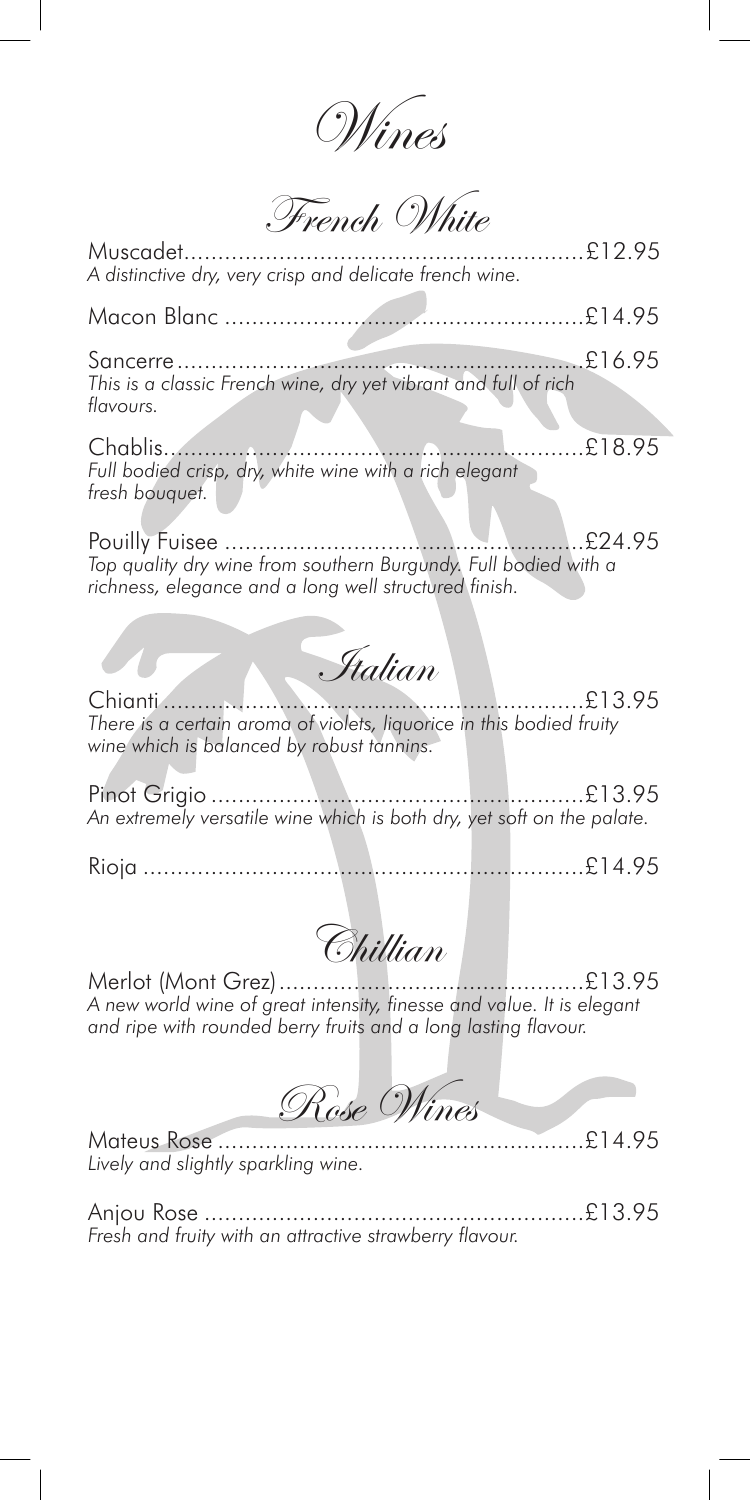# Wines

## French White

Muscadet........................................................£12.95
*A distinctive dry, very crisp and delicate french wine.*

Macon Blanc ..................................................£14.95

Sancerre........................................................£16.95
*This is a classic French wine, dry yet vibrant and full of rich flavours.*

Chablis..........................................................£18.95
*Full bodied crisp, dry, white wine with a rich elegant fresh bouquet.*

Pouilly Fuisee ................................................£24.95
*Top quality dry wine from southern Burgundy. Full bodied with a richness, elegance and a long well structured finish.*

## Italian

Chianti...........................................................£13.95
*There is a certain aroma of violets, liquorice in this bodied fruity wine which is balanced by robust tannins.*

Pinot Grigio ...................................................£13.95
*An extremely versatile wine which is both dry, yet soft on the palate.*

Rioja .............................................................£14.95

## Chillian

Merlot (Mont Grez)..........................................£13.95
*A new world wine of great intensity, finesse and value. It is elegant and ripe with rounded berry fruits and a long lasting flavour.*

## Rose Wines

Mateus Rose ...................................................£14.95
*Lively and slightly sparkling wine.*

Anjou Rose .....................................................£13.95
*Fresh and fruity with an attractive strawberry flavour.*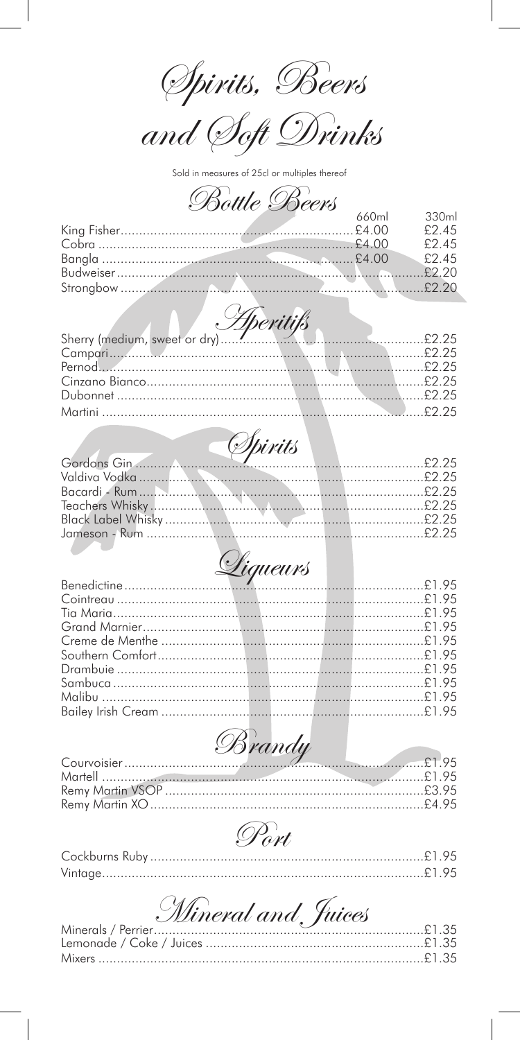# Spirits, Beers and Soft Drinks

Sold in measures of 25cl or multiples thereof

## Bottle Beers

| | 660ml | 330ml |
|---|---|---|
| King Fisher | £4.00 | £2.45 |
| Cobra | £4.00 | £2.45 |
| Bangla | £4.00 | £2.45 |
| Budweiser | | £2.20 |
| Strongbow | | £2.20 |

## Aperitifs

| | |
|---|---|
| Sherry (medium, sweet or dry) | £2.25 |
| Campari | £2.25 |
| Pernod | £2.25 |
| Cinzano Bianco | £2.25 |
| Dubonnet | £2.25 |
| Martini | £2.25 |

## Spirits

| | |
|---|---|
| Gordons Gin | £2.25 |
| Valdiva Vodka | £2.25 |
| Bacardi - Rum | £2.25 |
| Teachers Whisky | £2.25 |
| Black Label Whisky | £2.25 |
| Jameson - Rum | £2.25 |

## Liqueurs

| | |
|---|---|
| Benedictine | £1.95 |
| Cointreau | £1.95 |
| Tia Maria | £1.95 |
| Grand Marnier | £1.95 |
| Creme de Menthe | £1.95 |
| Southern Comfort | £1.95 |
| Drambuie | £1.95 |
| Sambuca | £1.95 |
| Malibu | £1.95 |
| Bailey Irish Cream | £1.95 |

## Brandy

| | |
|---|---|
| Courvoisier | £1.95 |
| Martell | £1.95 |
| Remy Martin VSOP | £3.95 |
| Remy Martin XO | £4.95 |

## Port

| | |
|---|---|
| Cockburns Ruby | £1.95 |
| Vintage | £1.95 |

## Mineral and Juices

| | |
|---|---|
| Minerals / Perrier | £1.35 |
| Lemonade / Coke / Juices | £1.35 |
| Mixers | £1.35 |